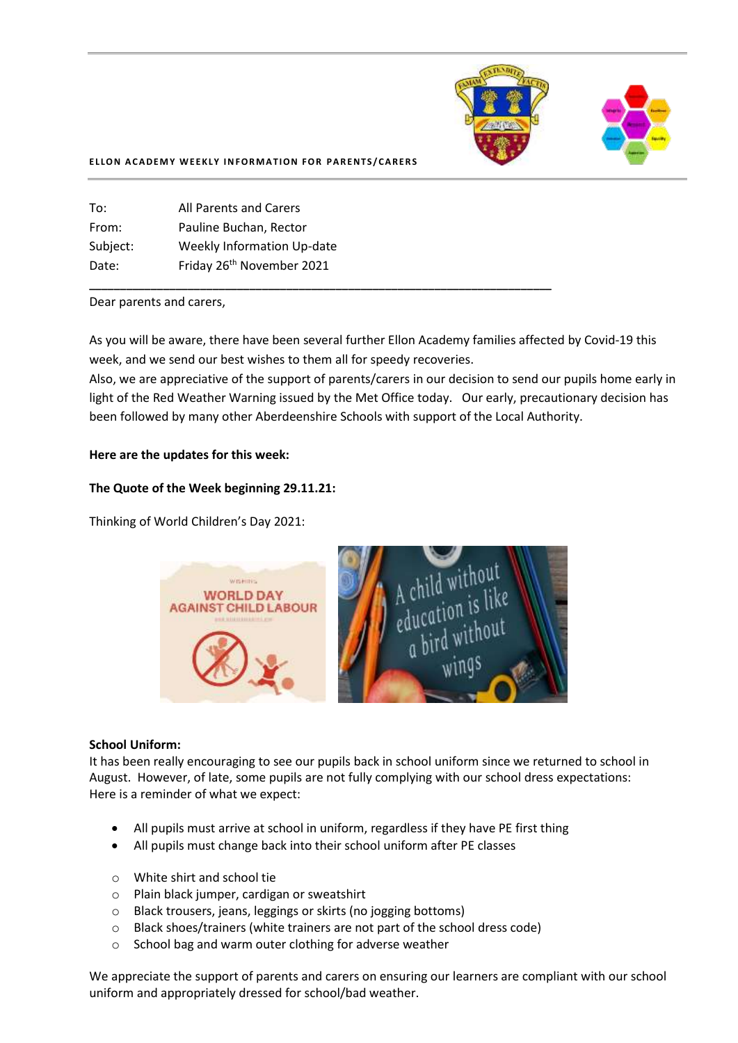**ELLON ACADEMY WEEKLY INFORMATION FOR PARENTS/CARERS**

| | |
|---|---|
| To: | All Parents and Carers |
| From: | Pauline Buchan, Rector |
| Subject: | Weekly Information Up-date |
| Date: | Friday 26th November 2021 |

Dear parents and carers,

As you will be aware, there have been several further Ellon Academy families affected by Covid-19 this week, and we send our best wishes to them all for speedy recoveries.

Also, we are appreciative of the support of parents/carers in our decision to send our pupils home early in light of the Red Weather Warning issued by the Met Office today. Our early, precautionary decision has been followed by many other Aberdeenshire Schools with support of the Local Authority.

**Here are the updates for this week:**

**The Quote of the Week beginning 29.11.21:**

Thinking of World Children's Day 2021:

**School Uniform:**

It has been really encouraging to see our pupils back in school uniform since we returned to school in August. However, of late, some pupils are not fully complying with our school dress expectations:
Here is a reminder of what we expect:

- All pupils must arrive at school in uniform, regardless if they have PE first thing
- All pupils must change back into their school uniform after PE classes

  - White shirt and school tie
  - Plain black jumper, cardigan or sweatshirt
  - Black trousers, jeans, leggings or skirts (no jogging bottoms)
  - Black shoes/trainers (white trainers are not part of the school dress code)
  - School bag and warm outer clothing for adverse weather

We appreciate the support of parents and carers on ensuring our learners are compliant with our school uniform and appropriately dressed for school/bad weather.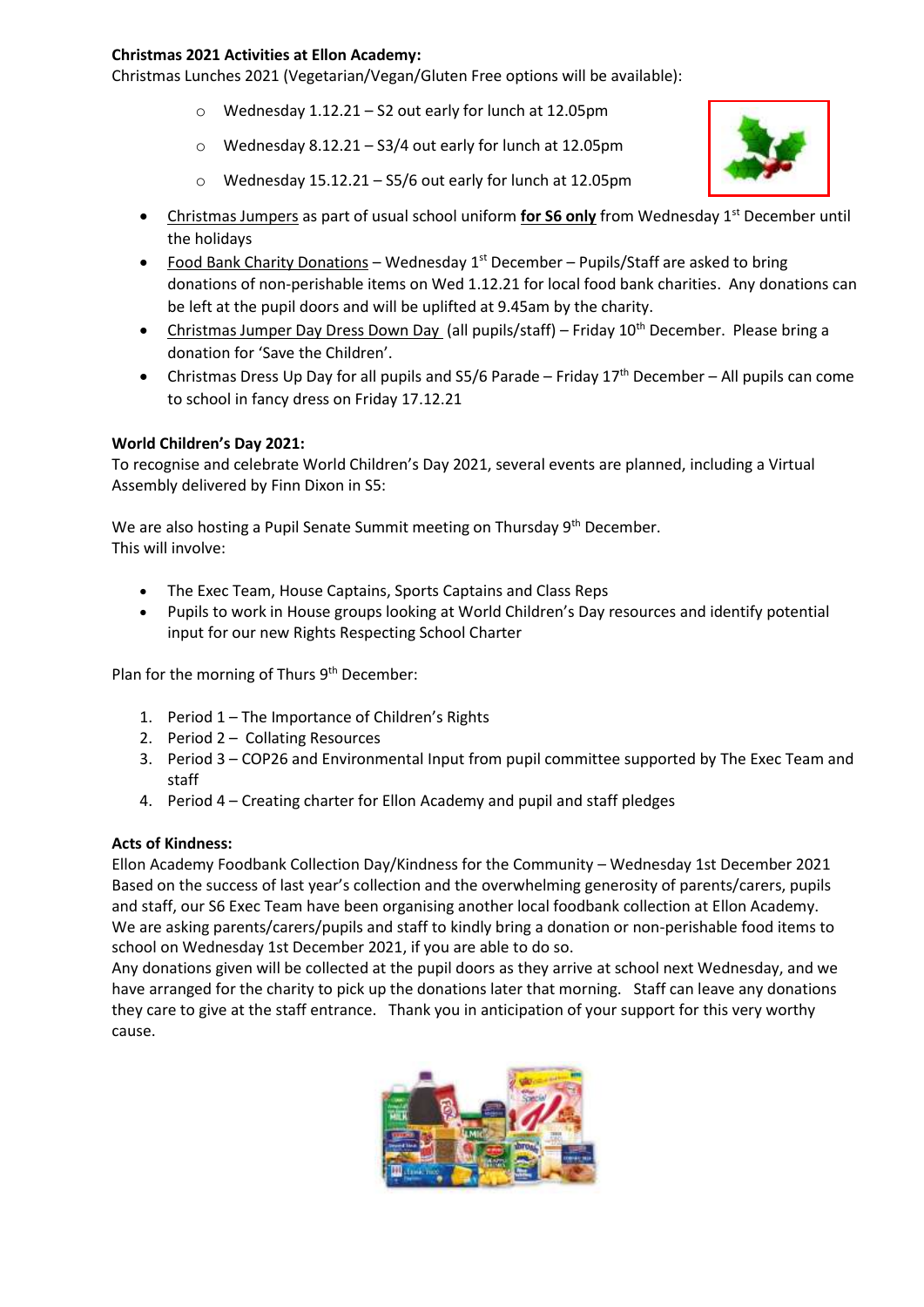**Christmas 2021 Activities at Ellon Academy:**

Christmas Lunches 2021 (Vegetarian/Vegan/Gluten Free options will be available):

- Wednesday 1.12.21 – S2 out early for lunch at 12.05pm
- Wednesday 8.12.21 – S3/4 out early for lunch at 12.05pm
- Wednesday 15.12.21 – S5/6 out early for lunch at 12.05pm

- Christmas Jumpers as part of usual school uniform **for S6 only** from Wednesday 1st December until the holidays
- Food Bank Charity Donations – Wednesday 1st December – Pupils/Staff are asked to bring donations of non-perishable items on Wed 1.12.21 for local food bank charities. Any donations can be left at the pupil doors and will be uplifted at 9.45am by the charity.
- Christmas Jumper Day Dress Down Day (all pupils/staff) – Friday 10th December. Please bring a donation for 'Save the Children'.
- Christmas Dress Up Day for all pupils and S5/6 Parade – Friday 17th December – All pupils can come to school in fancy dress on Friday 17.12.21

**World Children's Day 2021:**

To recognise and celebrate World Children's Day 2021, several events are planned, including a Virtual Assembly delivered by Finn Dixon in S5:

We are also hosting a Pupil Senate Summit meeting on Thursday 9th December.
This will involve:

- The Exec Team, House Captains, Sports Captains and Class Reps
- Pupils to work in House groups looking at World Children's Day resources and identify potential input for our new Rights Respecting School Charter

Plan for the morning of Thurs 9th December:

1. Period 1 – The Importance of Children's Rights
2. Period 2 – Collating Resources
3. Period 3 – COP26 and Environmental Input from pupil committee supported by The Exec Team and staff
4. Period 4 – Creating charter for Ellon Academy and pupil and staff pledges

**Acts of Kindness:**

Ellon Academy Foodbank Collection Day/Kindness for the Community – Wednesday 1st December 2021
Based on the success of last year's collection and the overwhelming generosity of parents/carers, pupils and staff, our S6 Exec Team have been organising another local foodbank collection at Ellon Academy. We are asking parents/carers/pupils and staff to kindly bring a donation or non-perishable food items to school on Wednesday 1st December 2021, if you are able to do so.
Any donations given will be collected at the pupil doors as they arrive at school next Wednesday, and we have arranged for the charity to pick up the donations later that morning. Staff can leave any donations they care to give at the staff entrance. Thank you in anticipation of your support for this very worthy cause.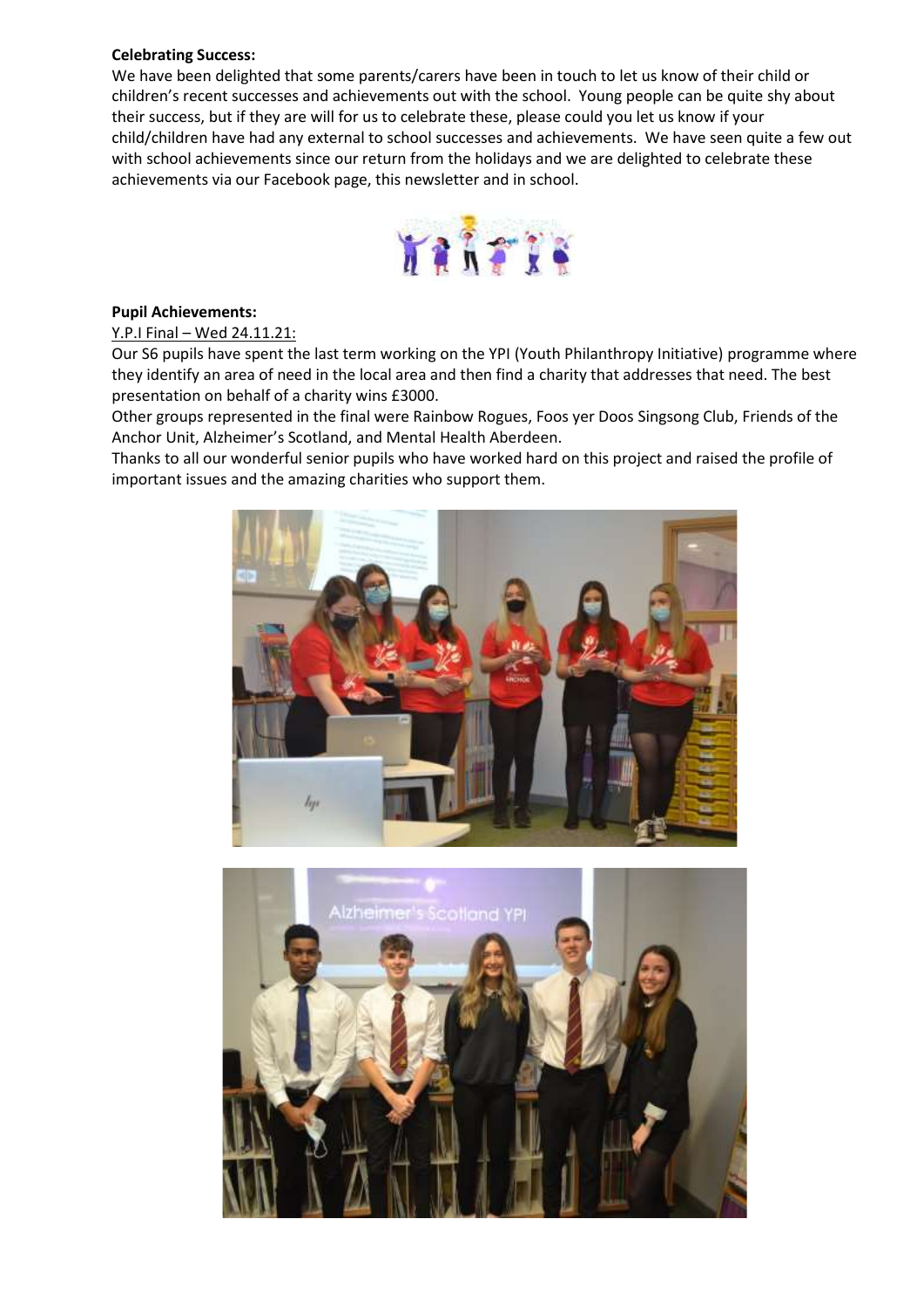**Celebrating Success:**

We have been delighted that some parents/carers have been in touch to let us know of their child or children's recent successes and achievements out with the school. Young people can be quite shy about their success, but if they are will for us to celebrate these, please could you let us know if your child/children have had any external to school successes and achievements. We have seen quite a few out with school achievements since our return from the holidays and we are delighted to celebrate these achievements via our Facebook page, this newsletter and in school.

**Pupil Achievements:**

Y.P.I Final – Wed 24.11.21:

Our S6 pupils have spent the last term working on the YPI (Youth Philanthropy Initiative) programme where they identify an area of need in the local area and then find a charity that addresses that need. The best presentation on behalf of a charity wins £3000.

Other groups represented in the final were Rainbow Rogues, Foos yer Doos Singsong Club, Friends of the Anchor Unit, Alzheimer's Scotland, and Mental Health Aberdeen.

Thanks to all our wonderful senior pupils who have worked hard on this project and raised the profile of important issues and the amazing charities who support them.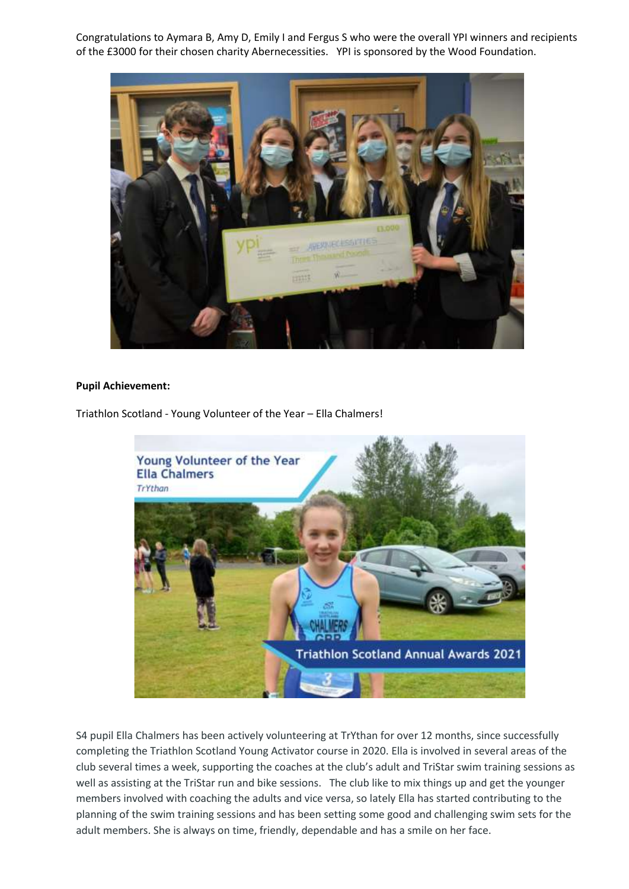Congratulations to Aymara B, Amy D, Emily I and Fergus S who were the overall YPI winners and recipients of the £3000 for their chosen charity Abernecessities. YPI is sponsored by the Wood Foundation.

**Pupil Achievement:**

Triathlon Scotland - Young Volunteer of the Year – Ella Chalmers!

S4 pupil Ella Chalmers has been actively volunteering at TrYthan for over 12 months, since successfully completing the Triathlon Scotland Young Activator course in 2020. Ella is involved in several areas of the club several times a week, supporting the coaches at the club's adult and TriStar swim training sessions as well as assisting at the TriStar run and bike sessions. The club like to mix things up and get the younger members involved with coaching the adults and vice versa, so lately Ella has started contributing to the planning of the swim training sessions and has been setting some good and challenging swim sets for the adult members. She is always on time, friendly, dependable and has a smile on her face.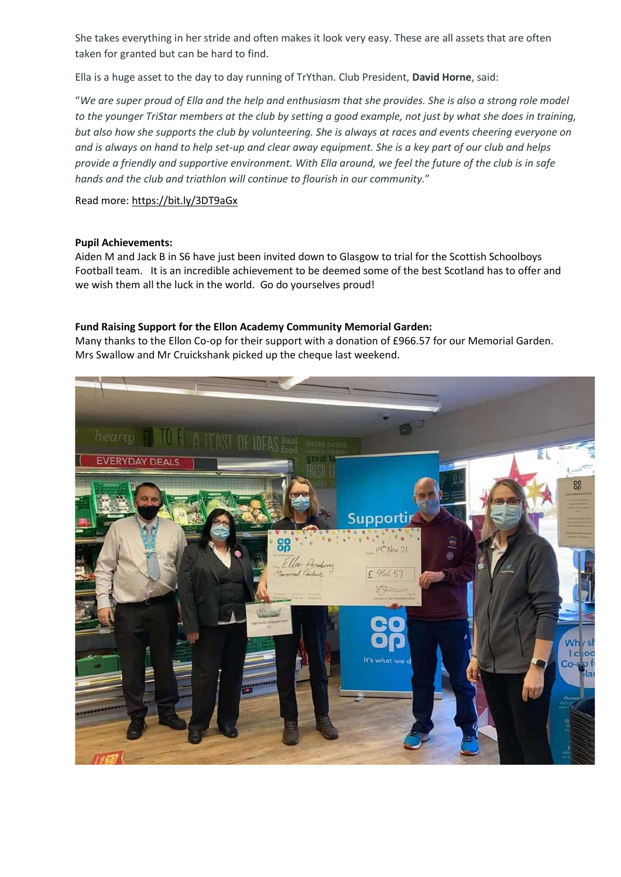She takes everything in her stride and often makes it look very easy. These are all assets that are often taken for granted but can be hard to find.

Ella is a huge asset to the day to day running of TrYthan. Club President, **David Horne**, said:

"*We are super proud of Ella and the help and enthusiasm that she provides. She is also a strong role model to the younger TriStar members at the club by setting a good example, not just by what she does in training, but also how she supports the club by volunteering. She is always at races and events cheering everyone on and is always on hand to help set-up and clear away equipment. She is a key part of our club and helps provide a friendly and supportive environment. With Ella around, we feel the future of the club is in safe hands and the club and triathlon will continue to flourish in our community.*"

Read more: https://bit.ly/3DT9aGx

**Pupil Achievements:**

Aiden M and Jack B in S6 have just been invited down to Glasgow to trial for the Scottish Schoolboys Football team. It is an incredible achievement to be deemed some of the best Scotland has to offer and we wish them all the luck in the world. Go do yourselves proud!

**Fund Raising Support for the Ellon Academy Community Memorial Garden:**

Many thanks to the Ellon Co-op for their support with a donation of £966.57 for our Memorial Garden. Mrs Swallow and Mr Cruickshank picked up the cheque last weekend.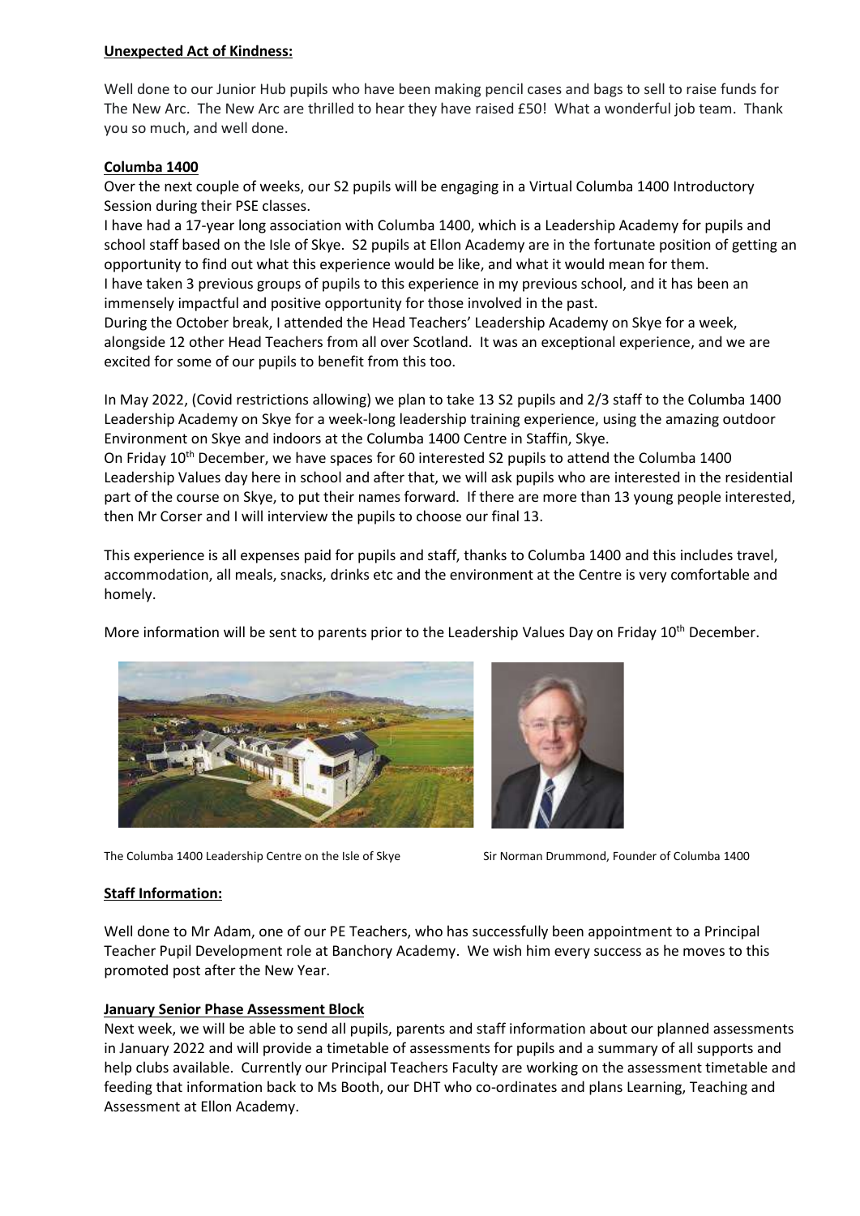**Unexpected Act of Kindness:**

Well done to our Junior Hub pupils who have been making pencil cases and bags to sell to raise funds for The New Arc. The New Arc are thrilled to hear they have raised £50! What a wonderful job team. Thank you so much, and well done.

**Columba 1400**

Over the next couple of weeks, our S2 pupils will be engaging in a Virtual Columba 1400 Introductory Session during their PSE classes.

I have had a 17-year long association with Columba 1400, which is a Leadership Academy for pupils and school staff based on the Isle of Skye. S2 pupils at Ellon Academy are in the fortunate position of getting an opportunity to find out what this experience would be like, and what it would mean for them.

I have taken 3 previous groups of pupils to this experience in my previous school, and it has been an immensely impactful and positive opportunity for those involved in the past.

During the October break, I attended the Head Teachers' Leadership Academy on Skye for a week, alongside 12 other Head Teachers from all over Scotland. It was an exceptional experience, and we are excited for some of our pupils to benefit from this too.

In May 2022, (Covid restrictions allowing) we plan to take 13 S2 pupils and 2/3 staff to the Columba 1400 Leadership Academy on Skye for a week-long leadership training experience, using the amazing outdoor Environment on Skye and indoors at the Columba 1400 Centre in Staffin, Skye.

On Friday 10th December, we have spaces for 60 interested S2 pupils to attend the Columba 1400 Leadership Values day here in school and after that, we will ask pupils who are interested in the residential part of the course on Skye, to put their names forward. If there are more than 13 young people interested, then Mr Corser and I will interview the pupils to choose our final 13.

This experience is all expenses paid for pupils and staff, thanks to Columba 1400 and this includes travel, accommodation, all meals, snacks, drinks etc and the environment at the Centre is very comfortable and homely.

More information will be sent to parents prior to the Leadership Values Day on Friday 10th December.

The Columba 1400 Leadership Centre on the Isle of Skye

Sir Norman Drummond, Founder of Columba 1400

**Staff Information:**

Well done to Mr Adam, one of our PE Teachers, who has successfully been appointment to a Principal Teacher Pupil Development role at Banchory Academy. We wish him every success as he moves to this promoted post after the New Year.

**January Senior Phase Assessment Block**

Next week, we will be able to send all pupils, parents and staff information about our planned assessments in January 2022 and will provide a timetable of assessments for pupils and a summary of all supports and help clubs available. Currently our Principal Teachers Faculty are working on the assessment timetable and feeding that information back to Ms Booth, our DHT who co-ordinates and plans Learning, Teaching and Assessment at Ellon Academy.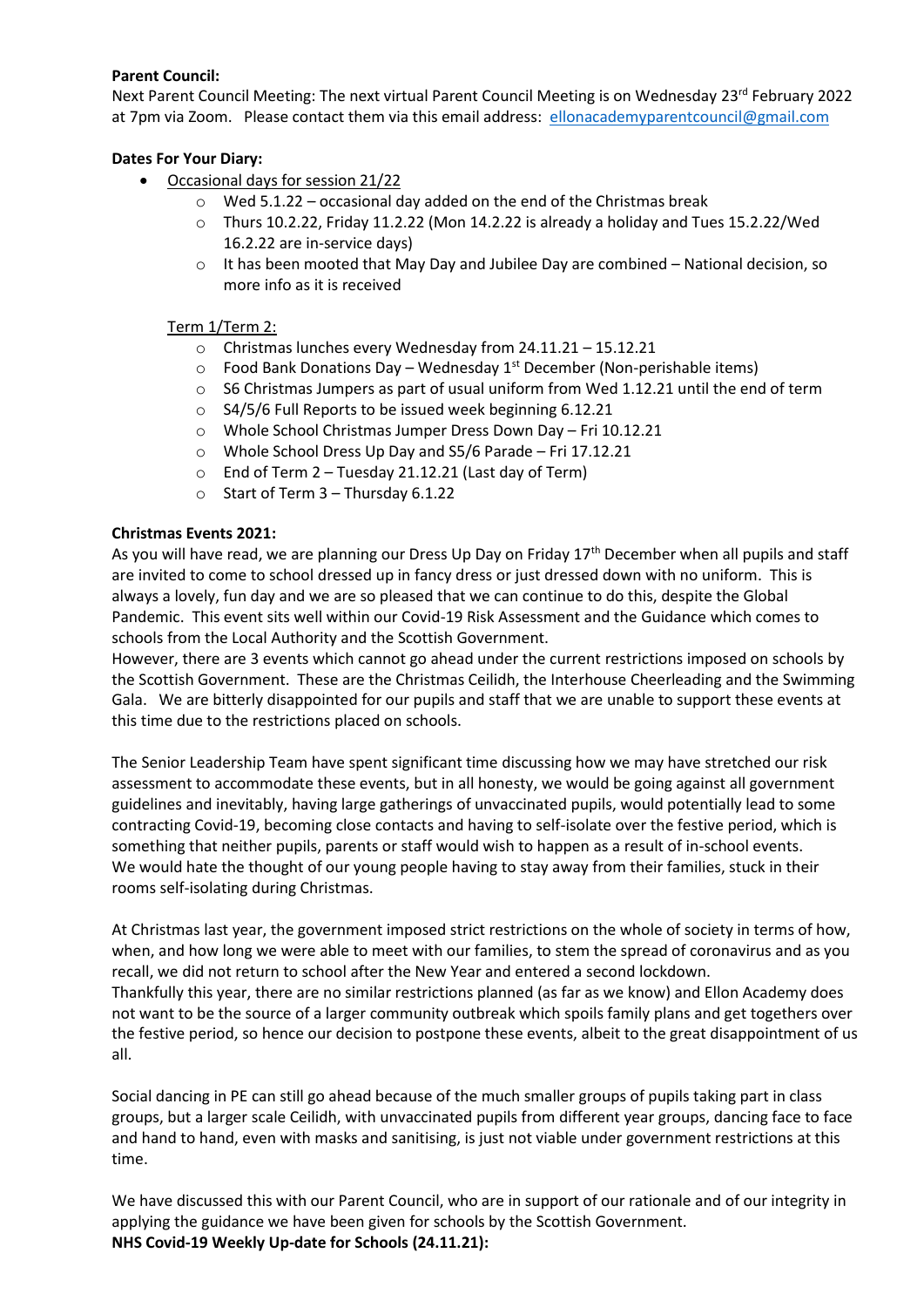**Parent Council:**
Next Parent Council Meeting: The next virtual Parent Council Meeting is on Wednesday 23rd February 2022 at 7pm via Zoom. Please contact them via this email address: ellonacademyparentcouncil@gmail.com

**Dates For Your Diary:**

- Occasional days for session 21/22
  - Wed 5.1.22 – occasional day added on the end of the Christmas break
  - Thurs 10.2.22, Friday 11.2.22 (Mon 14.2.22 is already a holiday and Tues 15.2.22/Wed 16.2.22 are in-service days)
  - It has been mooted that May Day and Jubilee Day are combined – National decision, so more info as it is received

Term 1/Term 2:

- Christmas lunches every Wednesday from 24.11.21 – 15.12.21
- Food Bank Donations Day – Wednesday 1st December (Non-perishable items)
- S6 Christmas Jumpers as part of usual uniform from Wed 1.12.21 until the end of term
- S4/5/6 Full Reports to be issued week beginning 6.12.21
- Whole School Christmas Jumper Dress Down Day – Fri 10.12.21
- Whole School Dress Up Day and S5/6 Parade – Fri 17.12.21
- End of Term 2 – Tuesday 21.12.21 (Last day of Term)
- Start of Term 3 – Thursday 6.1.22

**Christmas Events 2021:**
As you will have read, we are planning our Dress Up Day on Friday 17th December when all pupils and staff are invited to come to school dressed up in fancy dress or just dressed down with no uniform. This is always a lovely, fun day and we are so pleased that we can continue to do this, despite the Global Pandemic. This event sits well within our Covid-19 Risk Assessment and the Guidance which comes to schools from the Local Authority and the Scottish Government.
However, there are 3 events which cannot go ahead under the current restrictions imposed on schools by the Scottish Government. These are the Christmas Ceilidh, the Interhouse Cheerleading and the Swimming Gala. We are bitterly disappointed for our pupils and staff that we are unable to support these events at this time due to the restrictions placed on schools.

The Senior Leadership Team have spent significant time discussing how we may have stretched our risk assessment to accommodate these events, but in all honesty, we would be going against all government guidelines and inevitably, having large gatherings of unvaccinated pupils, would potentially lead to some contracting Covid-19, becoming close contacts and having to self-isolate over the festive period, which is something that neither pupils, parents or staff would wish to happen as a result of in-school events.
We would hate the thought of our young people having to stay away from their families, stuck in their rooms self-isolating during Christmas.

At Christmas last year, the government imposed strict restrictions on the whole of society in terms of how, when, and how long we were able to meet with our families, to stem the spread of coronavirus and as you recall, we did not return to school after the New Year and entered a second lockdown.
Thankfully this year, there are no similar restrictions planned (as far as we know) and Ellon Academy does not want to be the source of a larger community outbreak which spoils family plans and get togethers over the festive period, so hence our decision to postpone these events, albeit to the great disappointment of us all.

Social dancing in PE can still go ahead because of the much smaller groups of pupils taking part in class groups, but a larger scale Ceilidh, with unvaccinated pupils from different year groups, dancing face to face and hand to hand, even with masks and sanitising, is just not viable under government restrictions at this time.

We have discussed this with our Parent Council, who are in support of our rationale and of our integrity in applying the guidance we have been given for schools by the Scottish Government.

**NHS Covid-19 Weekly Up-date for Schools (24.11.21):**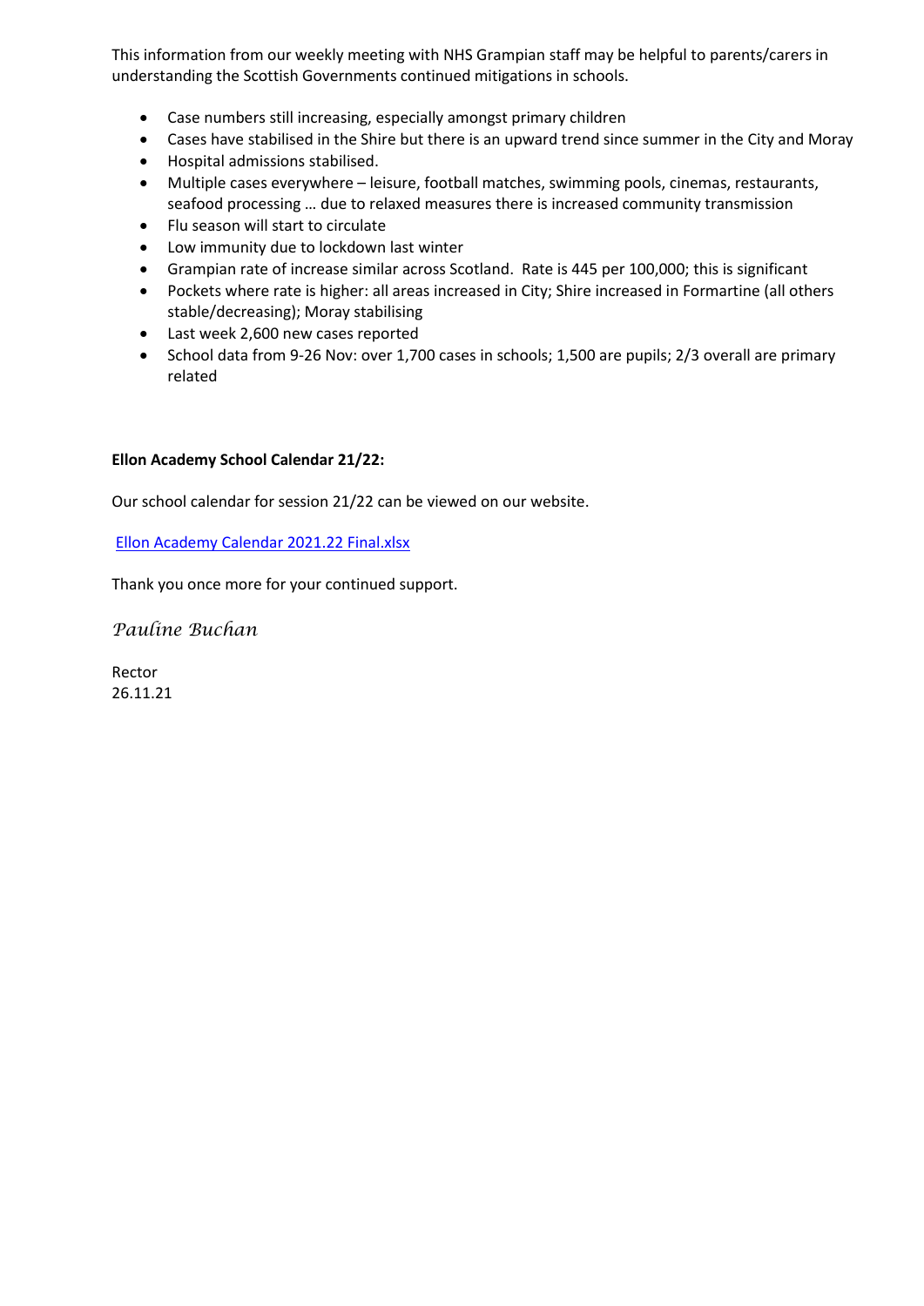This information from our weekly meeting with NHS Grampian staff may be helpful to parents/carers in understanding the Scottish Governments continued mitigations in schools.

- Case numbers still increasing, especially amongst primary children
- Cases have stabilised in the Shire but there is an upward trend since summer in the City and Moray
- Hospital admissions stabilised.
- Multiple cases everywhere – leisure, football matches, swimming pools, cinemas, restaurants, seafood processing … due to relaxed measures there is increased community transmission
- Flu season will start to circulate
- Low immunity due to lockdown last winter
- Grampian rate of increase similar across Scotland. Rate is 445 per 100,000; this is significant
- Pockets where rate is higher: all areas increased in City; Shire increased in Formartine (all others stable/decreasing); Moray stabilising
- Last week 2,600 new cases reported
- School data from 9-26 Nov: over 1,700 cases in schools; 1,500 are pupils; 2/3 overall are primary related

**Ellon Academy School Calendar 21/22:**

Our school calendar for session 21/22 can be viewed on our website.

Ellon Academy Calendar 2021.22 Final.xlsx

Thank you once more for your continued support.

*Pauline Buchan*

Rector
26.11.21